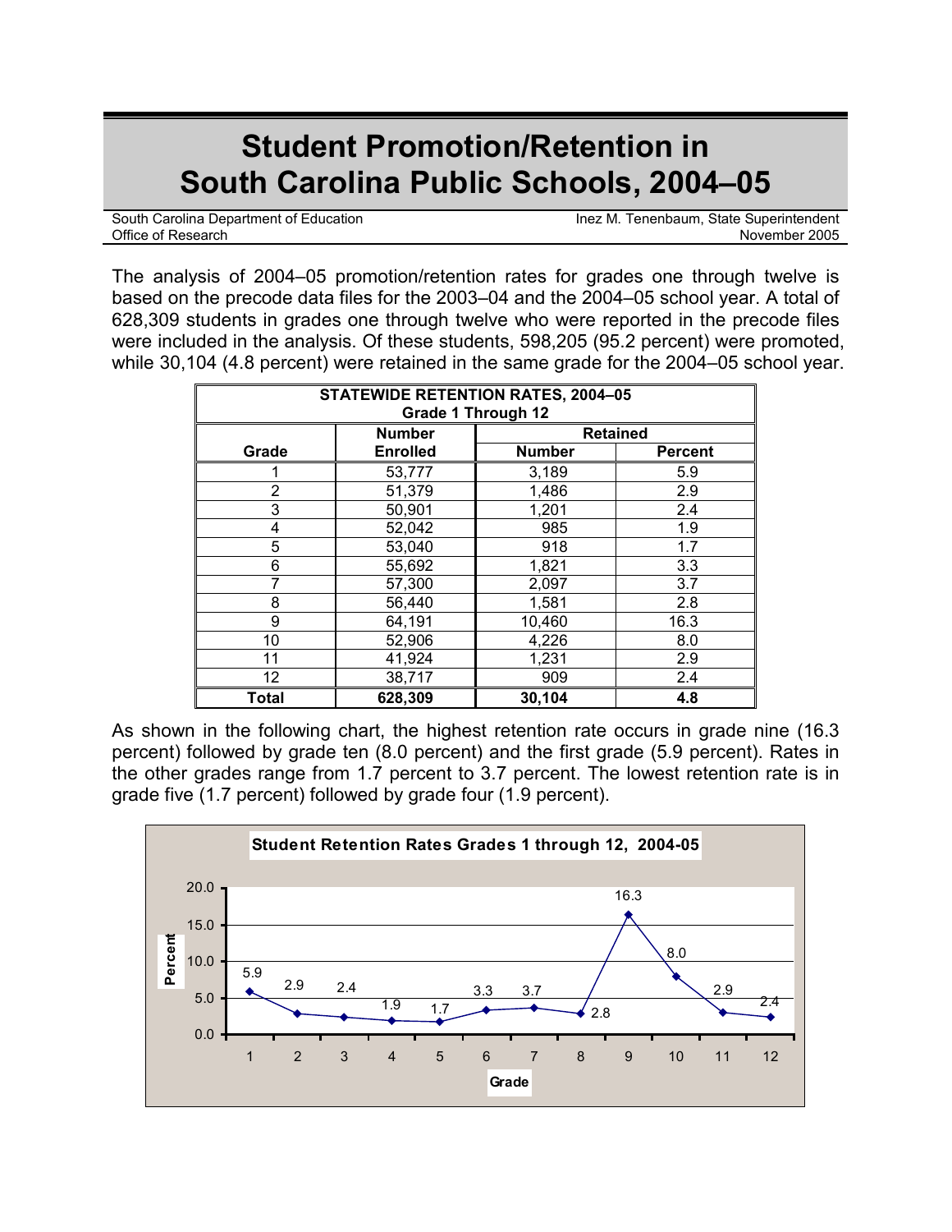# Student Promotion/Retention in South Carolina Public Schools, 2004–05

South Carolina Department of Education
Office of Research

Inez M. Tenenbaum, State Superintendent
November 2005

The analysis of 2004–05 promotion/retention rates for grades one through twelve is based on the precode data files for the 2003–04 and the 2004–05 school year. A total of 628,309 students in grades one through twelve who were reported in the precode files were included in the analysis. Of these students, 598,205 (95.2 percent) were promoted, while 30,104 (4.8 percent) were retained in the same grade for the 2004–05 school year.

**STATEWIDE RETENTION RATES, 2004–05**
**Grade 1 Through 12**

| Grade | Number Enrolled | Retained | |
|---|---|---|---|
| | | Number | Percent |
| 1 | 53,777 | 3,189 | 5.9 |
| 2 | 51,379 | 1,486 | 2.9 |
| 3 | 50,901 | 1,201 | 2.4 |
| 4 | 52,042 | 985 | 1.9 |
| 5 | 53,040 | 918 | 1.7 |
| 6 | 55,692 | 1,821 | 3.3 |
| 7 | 57,300 | 2,097 | 3.7 |
| 8 | 56,440 | 1,581 | 2.8 |
| 9 | 64,191 | 10,460 | 16.3 |
| 10 | 52,906 | 4,226 | 8.0 |
| 11 | 41,924 | 1,231 | 2.9 |
| 12 | 38,717 | 909 | 2.4 |
| **Total** | **628,309** | **30,104** | **4.8** |

As shown in the following chart, the highest retention rate occurs in grade nine (16.3 percent) followed by grade ten (8.0 percent) and the first grade (5.9 percent). Rates in the other grades range from 1.7 percent to 3.7 percent. The lowest retention rate is in grade five (1.7 percent) followed by grade four (1.9 percent).

**Student Retention Rates Grades 1 through 12, 2004-05**

| Grade | 1 | 2 | 3 | 4 | 5 | 6 | 7 | 8 | 9 | 10 | 11 | 12 |
|---|---|---|---|---|---|---|---|---|---|---|---|---|
| Percent | 5.9 | 2.9 | 2.4 | 1.9 | 1.7 | 3.3 | 3.7 | 2.8 | 16.3 | 8.0 | 2.9 | 2.4 |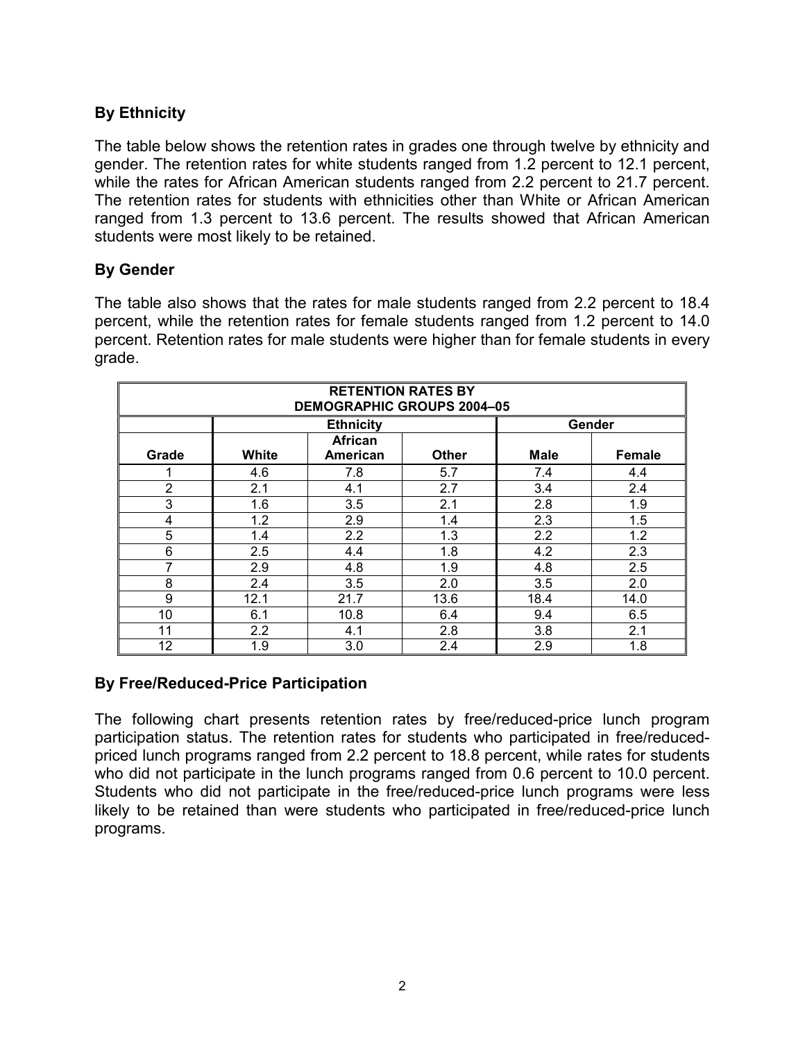## By Ethnicity

The table below shows the retention rates in grades one through twelve by ethnicity and gender. The retention rates for white students ranged from 1.2 percent to 12.1 percent, while the rates for African American students ranged from 2.2 percent to 21.7 percent. The retention rates for students with ethnicities other than White or African American ranged from 1.3 percent to 13.6 percent. The results showed that African American students were most likely to be retained.

## By Gender

The table also shows that the rates for male students ranged from 2.2 percent to 18.4 percent, while the retention rates for female students ranged from 1.2 percent to 14.0 percent. Retention rates for male students were higher than for female students in every grade.

**RETENTION RATES BY DEMOGRAPHIC GROUPS 2004–05**

| | Ethnicity | | | Gender | |
|---|---|---|---|---|---|
| Grade | White | African American | Other | Male | Female |
| 1 | 4.6 | 7.8 | 5.7 | 7.4 | 4.4 |
| 2 | 2.1 | 4.1 | 2.7 | 3.4 | 2.4 |
| 3 | 1.6 | 3.5 | 2.1 | 2.8 | 1.9 |
| 4 | 1.2 | 2.9 | 1.4 | 2.3 | 1.5 |
| 5 | 1.4 | 2.2 | 1.3 | 2.2 | 1.2 |
| 6 | 2.5 | 4.4 | 1.8 | 4.2 | 2.3 |
| 7 | 2.9 | 4.8 | 1.9 | 4.8 | 2.5 |
| 8 | 2.4 | 3.5 | 2.0 | 3.5 | 2.0 |
| 9 | 12.1 | 21.7 | 13.6 | 18.4 | 14.0 |
| 10 | 6.1 | 10.8 | 6.4 | 9.4 | 6.5 |
| 11 | 2.2 | 4.1 | 2.8 | 3.8 | 2.1 |
| 12 | 1.9 | 3.0 | 2.4 | 2.9 | 1.8 |

## By Free/Reduced-Price Participation

The following chart presents retention rates by free/reduced-price lunch program participation status. The retention rates for students who participated in free/reduced-priced lunch programs ranged from 2.2 percent to 18.8 percent, while rates for students who did not participate in the lunch programs ranged from 0.6 percent to 10.0 percent. Students who did not participate in the free/reduced-price lunch programs were less likely to be retained than were students who participated in free/reduced-price lunch programs.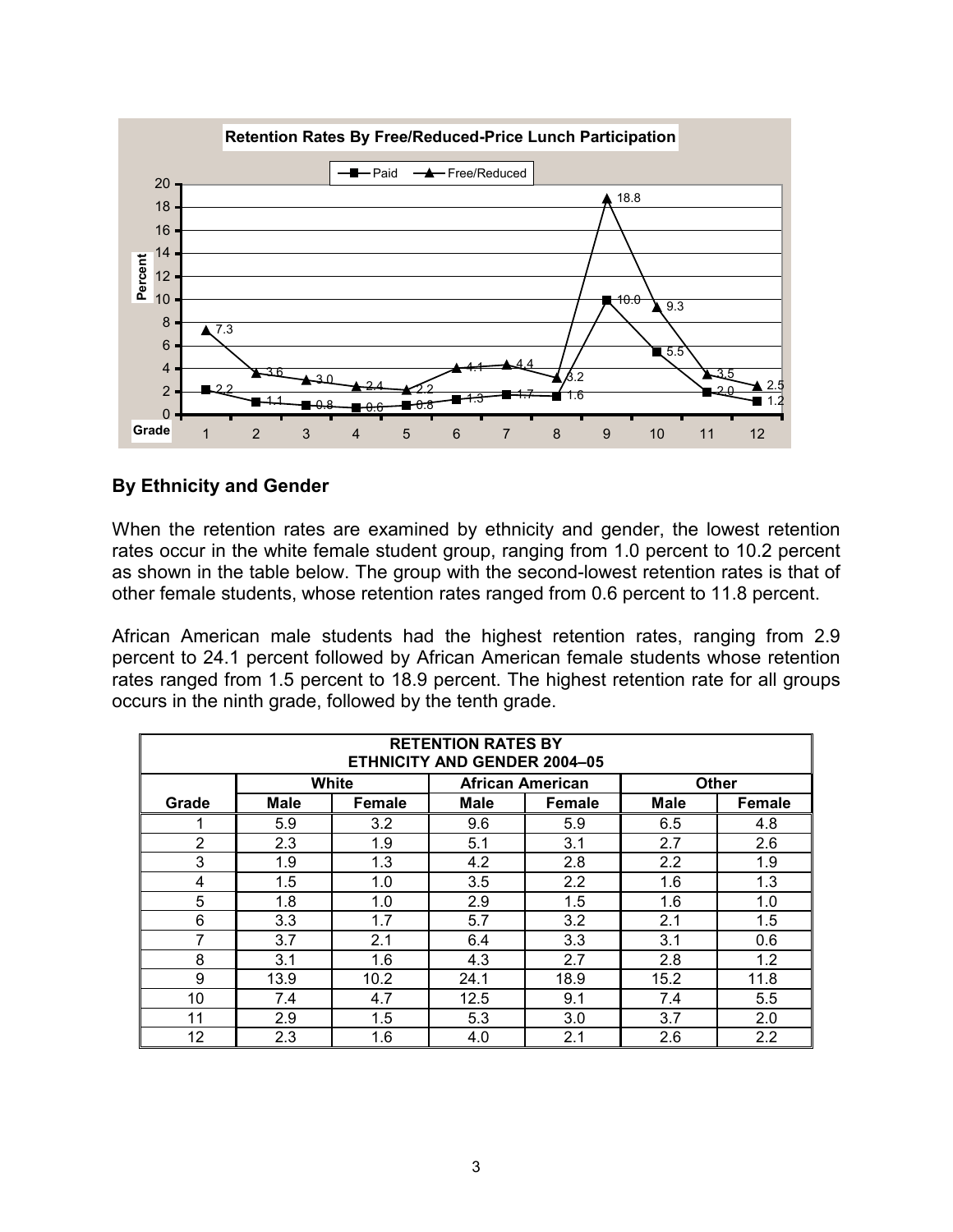Retention Rates By Free/Reduced-Price Lunch Participation

Paid

Free/Reduced

Percent

20
18
16
14
12
10
8
6
4
2
0

Grade

1 2 3 4 5 6 7 8 9 10 11 12

7.3
3.6
3.0
2.4
2.2
4.1
4.4
3.2
18.8
9.3
3.5
2.5

2.2
1.1
0.8
0.6
0.8
1.3
1.7
1.6
10.0
5.5
2.0
1.2

### By Ethnicity and Gender

When the retention rates are examined by ethnicity and gender, the lowest retention rates occur in the white female student group, ranging from 1.0 percent to 10.2 percent as shown in the table below. The group with the second-lowest retention rates is that of other female students, whose retention rates ranged from 0.6 percent to 11.8 percent.

African American male students had the highest retention rates, ranging from 2.9 percent to 24.1 percent followed by African American female students whose retention rates ranged from 1.5 percent to 18.9 percent. The highest retention rate for all groups occurs in the ninth grade, followed by the tenth grade.

**RETENTION RATES BY ETHNICITY AND GENDER 2004–05**

| | White | | African American | | Other | |
|---|---|---|---|---|---|---|
| Grade | Male | Female | Male | Female | Male | Female |
| 1 | 5.9 | 3.2 | 9.6 | 5.9 | 6.5 | 4.8 |
| 2 | 2.3 | 1.9 | 5.1 | 3.1 | 2.7 | 2.6 |
| 3 | 1.9 | 1.3 | 4.2 | 2.8 | 2.2 | 1.9 |
| 4 | 1.5 | 1.0 | 3.5 | 2.2 | 1.6 | 1.3 |
| 5 | 1.8 | 1.0 | 2.9 | 1.5 | 1.6 | 1.0 |
| 6 | 3.3 | 1.7 | 5.7 | 3.2 | 2.1 | 1.5 |
| 7 | 3.7 | 2.1 | 6.4 | 3.3 | 3.1 | 0.6 |
| 8 | 3.1 | 1.6 | 4.3 | 2.7 | 2.8 | 1.2 |
| 9 | 13.9 | 10.2 | 24.1 | 18.9 | 15.2 | 11.8 |
| 10 | 7.4 | 4.7 | 12.5 | 9.1 | 7.4 | 5.5 |
| 11 | 2.9 | 1.5 | 5.3 | 3.0 | 3.7 | 2.0 |
| 12 | 2.3 | 1.6 | 4.0 | 2.1 | 2.6 | 2.2 |